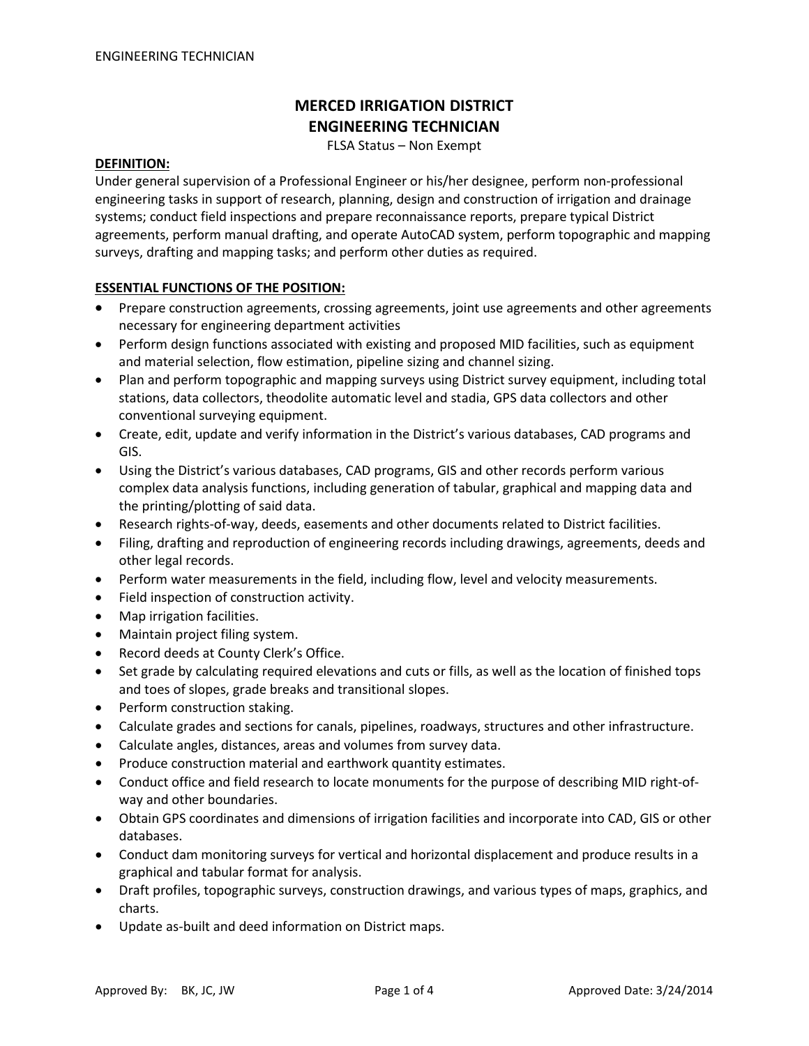# MERCED IRRIGATION DISTRICT
# ENGINEERING TECHNICIAN

FLSA Status – Non Exempt

**DEFINITION:**

Under general supervision of a Professional Engineer or his/her designee, perform non-professional engineering tasks in support of research, planning, design and construction of irrigation and drainage systems; conduct field inspections and prepare reconnaissance reports, prepare typical District agreements, perform manual drafting, and operate AutoCAD system, perform topographic and mapping surveys, drafting and mapping tasks; and perform other duties as required.

**ESSENTIAL FUNCTIONS OF THE POSITION:**

- Prepare construction agreements, crossing agreements, joint use agreements and other agreements necessary for engineering department activities
- Perform design functions associated with existing and proposed MID facilities, such as equipment and material selection, flow estimation, pipeline sizing and channel sizing.
- Plan and perform topographic and mapping surveys using District survey equipment, including total stations, data collectors, theodolite automatic level and stadia, GPS data collectors and other conventional surveying equipment.
- Create, edit, update and verify information in the District's various databases, CAD programs and GIS.
- Using the District's various databases, CAD programs, GIS and other records perform various complex data analysis functions, including generation of tabular, graphical and mapping data and the printing/plotting of said data.
- Research rights-of-way, deeds, easements and other documents related to District facilities.
- Filing, drafting and reproduction of engineering records including drawings, agreements, deeds and other legal records.
- Perform water measurements in the field, including flow, level and velocity measurements.
- Field inspection of construction activity.
- Map irrigation facilities.
- Maintain project filing system.
- Record deeds at County Clerk's Office.
- Set grade by calculating required elevations and cuts or fills, as well as the location of finished tops and toes of slopes, grade breaks and transitional slopes.
- Perform construction staking.
- Calculate grades and sections for canals, pipelines, roadways, structures and other infrastructure.
- Calculate angles, distances, areas and volumes from survey data.
- Produce construction material and earthwork quantity estimates.
- Conduct office and field research to locate monuments for the purpose of describing MID right-of-way and other boundaries.
- Obtain GPS coordinates and dimensions of irrigation facilities and incorporate into CAD, GIS or other databases.
- Conduct dam monitoring surveys for vertical and horizontal displacement and produce results in a graphical and tabular format for analysis.
- Draft profiles, topographic surveys, construction drawings, and various types of maps, graphics, and charts.
- Update as-built and deed information on District maps.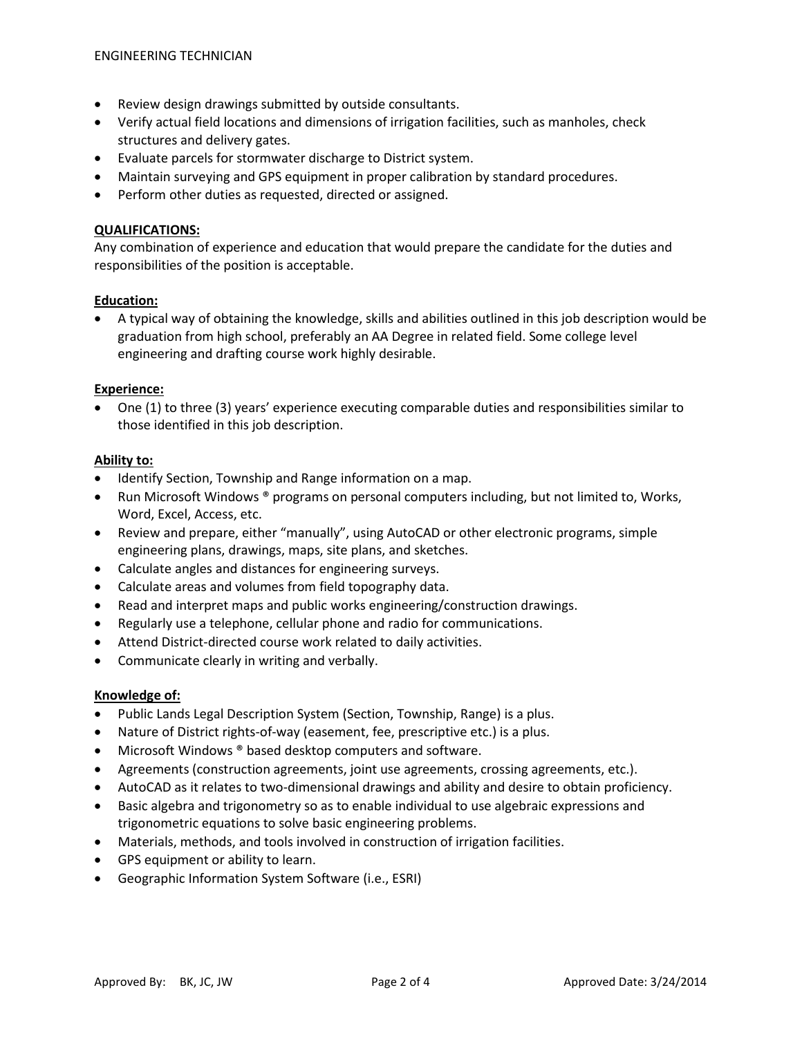- Review design drawings submitted by outside consultants.
- Verify actual field locations and dimensions of irrigation facilities, such as manholes, check structures and delivery gates.
- Evaluate parcels for stormwater discharge to District system.
- Maintain surveying and GPS equipment in proper calibration by standard procedures.
- Perform other duties as requested, directed or assigned.

**QUALIFICATIONS:**

Any combination of experience and education that would prepare the candidate for the duties and responsibilities of the position is acceptable.

**Education:**

- A typical way of obtaining the knowledge, skills and abilities outlined in this job description would be graduation from high school, preferably an AA Degree in related field. Some college level engineering and drafting course work highly desirable.

**Experience:**

- One (1) to three (3) years' experience executing comparable duties and responsibilities similar to those identified in this job description.

**Ability to:**

- Identify Section, Township and Range information on a map.
- Run Microsoft Windows ® programs on personal computers including, but not limited to, Works, Word, Excel, Access, etc.
- Review and prepare, either "manually", using AutoCAD or other electronic programs, simple engineering plans, drawings, maps, site plans, and sketches.
- Calculate angles and distances for engineering surveys.
- Calculate areas and volumes from field topography data.
- Read and interpret maps and public works engineering/construction drawings.
- Regularly use a telephone, cellular phone and radio for communications.
- Attend District-directed course work related to daily activities.
- Communicate clearly in writing and verbally.

**Knowledge of:**

- Public Lands Legal Description System (Section, Township, Range) is a plus.
- Nature of District rights-of-way (easement, fee, prescriptive etc.) is a plus.
- Microsoft Windows ® based desktop computers and software.
- Agreements (construction agreements, joint use agreements, crossing agreements, etc.).
- AutoCAD as it relates to two-dimensional drawings and ability and desire to obtain proficiency.
- Basic algebra and trigonometry so as to enable individual to use algebraic expressions and trigonometric equations to solve basic engineering problems.
- Materials, methods, and tools involved in construction of irrigation facilities.
- GPS equipment or ability to learn.
- Geographic Information System Software (i.e., ESRI)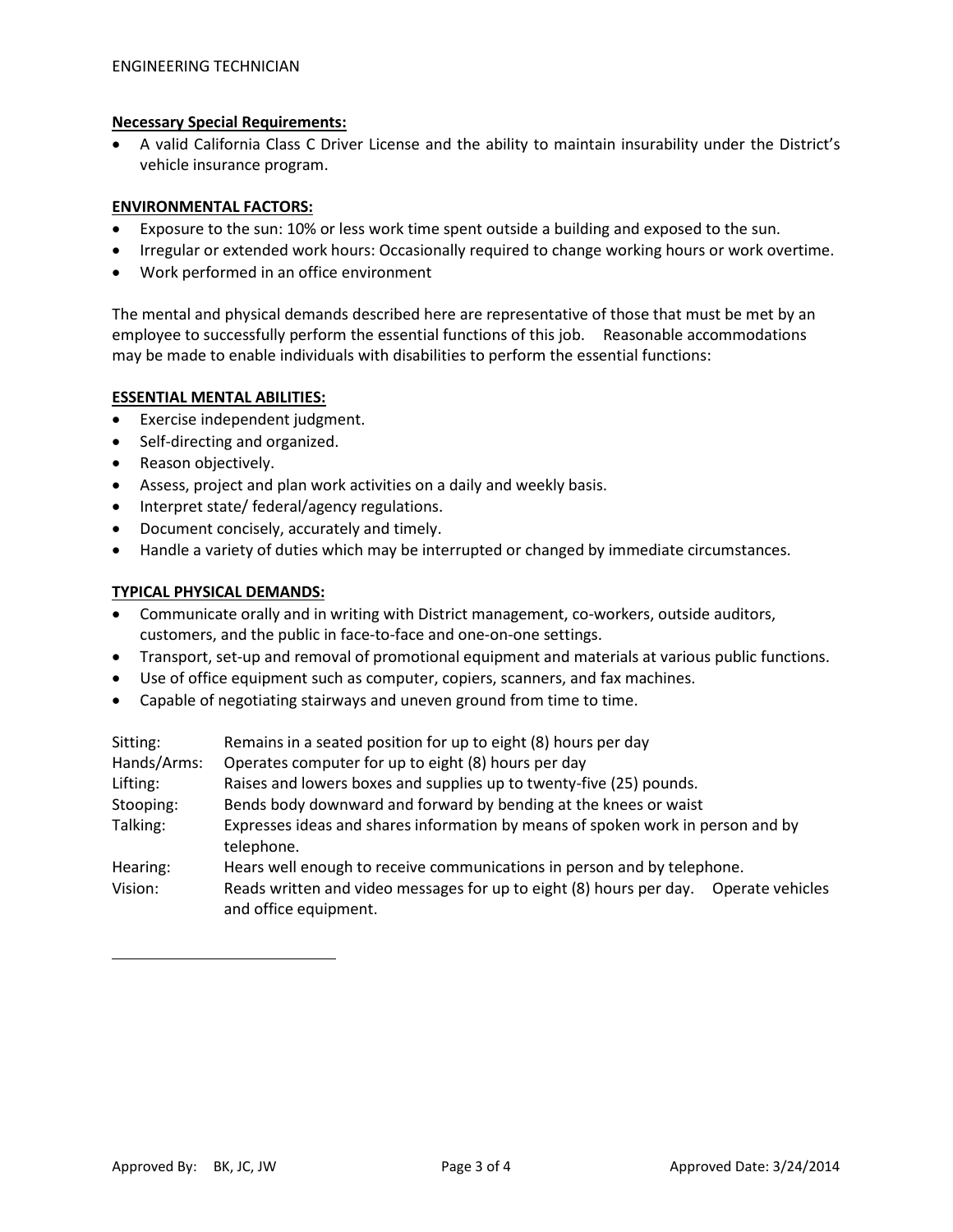**Necessary Special Requirements:**

- A valid California Class C Driver License and the ability to maintain insurability under the District's vehicle insurance program.

**ENVIRONMENTAL FACTORS:**

- Exposure to the sun: 10% or less work time spent outside a building and exposed to the sun.
- Irregular or extended work hours: Occasionally required to change working hours or work overtime.
- Work performed in an office environment

The mental and physical demands described here are representative of those that must be met by an employee to successfully perform the essential functions of this job. Reasonable accommodations may be made to enable individuals with disabilities to perform the essential functions:

**ESSENTIAL MENTAL ABILITIES:**

- Exercise independent judgment.
- Self-directing and organized.
- Reason objectively.
- Assess, project and plan work activities on a daily and weekly basis.
- Interpret state/ federal/agency regulations.
- Document concisely, accurately and timely.
- Handle a variety of duties which may be interrupted or changed by immediate circumstances.

**TYPICAL PHYSICAL DEMANDS:**

- Communicate orally and in writing with District management, co-workers, outside auditors, customers, and the public in face-to-face and one-on-one settings.
- Transport, set-up and removal of promotional equipment and materials at various public functions.
- Use of office equipment such as computer, copiers, scanners, and fax machines.
- Capable of negotiating stairways and uneven ground from time to time.

| | |
|---|---|
| Sitting: | Remains in a seated position for up to eight (8) hours per day |
| Hands/Arms: | Operates computer for up to eight (8) hours per day |
| Lifting: | Raises and lowers boxes and supplies up to twenty-five (25) pounds. |
| Stooping: | Bends body downward and forward by bending at the knees or waist |
| Talking: | Expresses ideas and shares information by means of spoken work in person and by telephone. |
| Hearing: | Hears well enough to receive communications in person and by telephone. |
| Vision: | Reads written and video messages for up to eight (8) hours per day. Operate vehicles and office equipment. |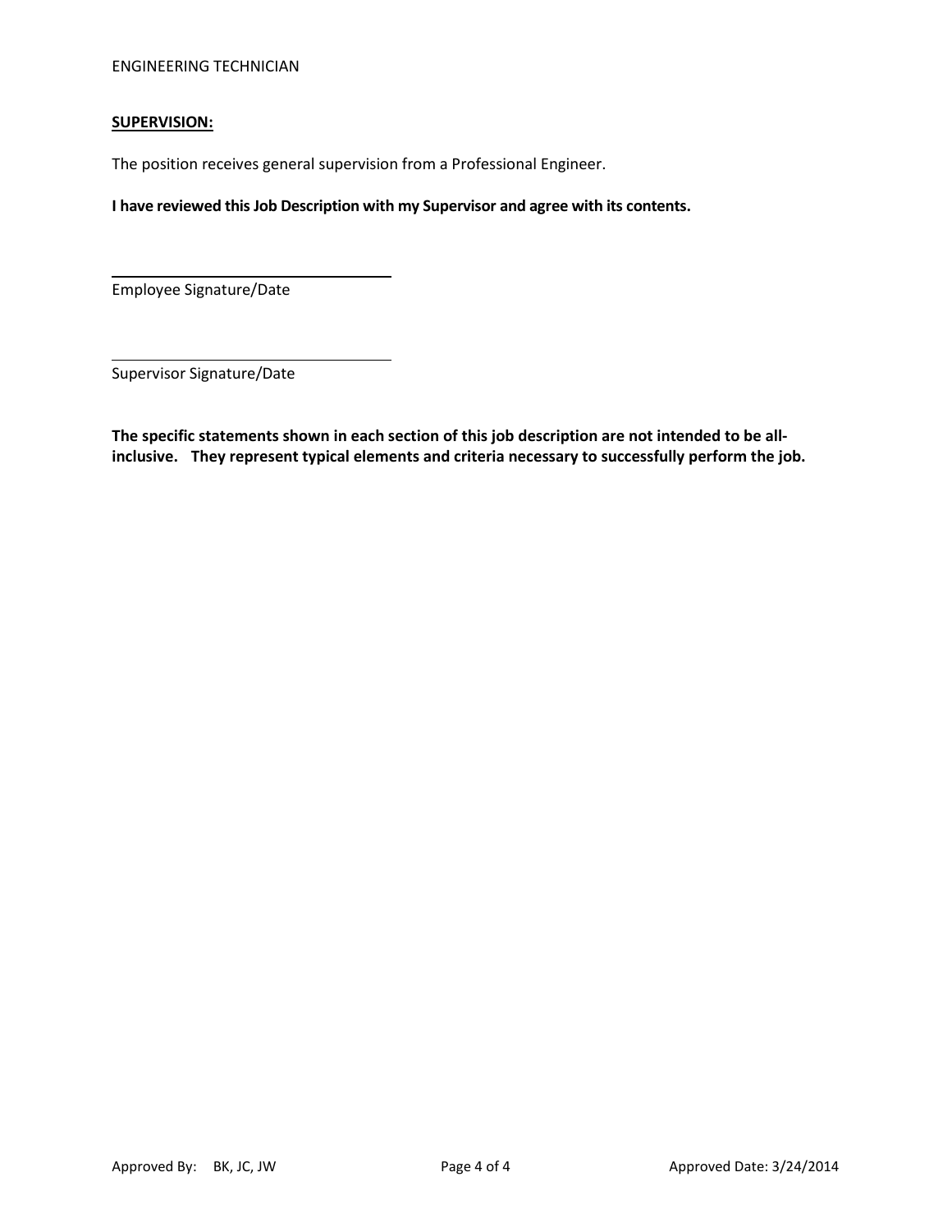**SUPERVISION:**

The position receives general supervision from a Professional Engineer.

**I have reviewed this Job Description with my Supervisor and agree with its contents.**

\_\_\_\_\_\_\_\_\_\_\_\_\_\_\_\_\_\_\_\_\_\_\_\_\_\_\_\_\_\_\_\_\_\_\_\_
Employee Signature/Date

\_\_\_\_\_\_\_\_\_\_\_\_\_\_\_\_\_\_\_\_\_\_\_\_\_\_\_\_\_\_\_\_\_\_\_\_
Supervisor Signature/Date

**The specific statements shown in each section of this job description are not intended to be all-inclusive. They represent typical elements and criteria necessary to successfully perform the job.**

Approved By: BK, JC, JW

Approved Date: 3/24/2014